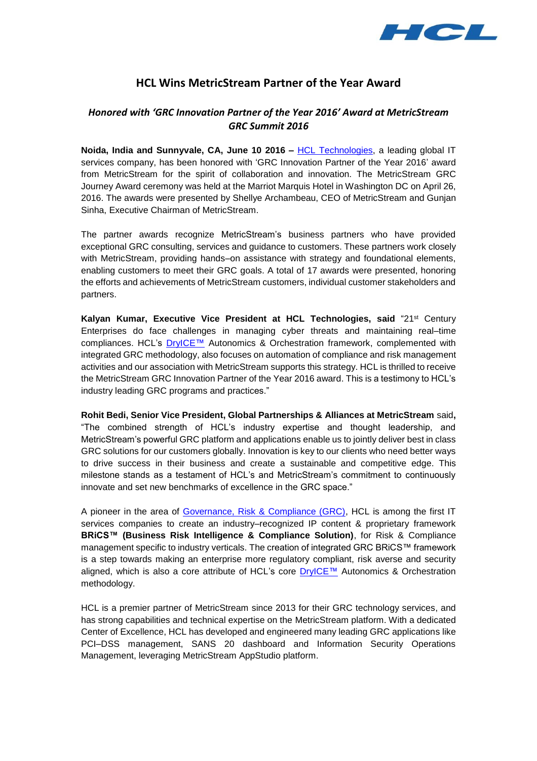# HCL Wins MetricStream Partner of the Year Award

## *Honored with 'GRC Innovation Partner of the Year 2016' Award at MetricStream GRC Summit 2016*

**Noida, India and Sunnyvale, CA, June 10 2016 –** HCL Technologies, a leading global IT services company, has been honored with 'GRC Innovation Partner of the Year 2016' award from MetricStream for the spirit of collaboration and innovation. The MetricStream GRC Journey Award ceremony was held at the Marriot Marquis Hotel in Washington DC on April 26, 2016. The awards were presented by Shellye Archambeau, CEO of MetricStream and Gunjan Sinha, Executive Chairman of MetricStream.

The partner awards recognize MetricStream's business partners who have provided exceptional GRC consulting, services and guidance to customers. These partners work closely with MetricStream, providing hands–on assistance with strategy and foundational elements, enabling customers to meet their GRC goals. A total of 17 awards were presented, honoring the efforts and achievements of MetricStream customers, individual customer stakeholders and partners.

**Kalyan Kumar, Executive Vice President at HCL Technologies, said** "21st Century Enterprises do face challenges in managing cyber threats and maintaining real–time compliances. HCL's DryICE™ Autonomics & Orchestration framework, complemented with integrated GRC methodology, also focuses on automation of compliance and risk management activities and our association with MetricStream supports this strategy. HCL is thrilled to receive the MetricStream GRC Innovation Partner of the Year 2016 award. This is a testimony to HCL's industry leading GRC programs and practices."

**Rohit Bedi, Senior Vice President, Global Partnerships & Alliances at MetricStream** said**,** "The combined strength of HCL's industry expertise and thought leadership, and MetricStream's powerful GRC platform and applications enable us to jointly deliver best in class GRC solutions for our customers globally. Innovation is key to our clients who need better ways to drive success in their business and create a sustainable and competitive edge. This milestone stands as a testament of HCL's and MetricStream's commitment to continuously innovate and set new benchmarks of excellence in the GRC space."

A pioneer in the area of Governance, Risk & Compliance (GRC), HCL is among the first IT services companies to create an industry–recognized IP content & proprietary framework **BRiCS™ (Business Risk Intelligence & Compliance Solution)**, for Risk & Compliance management specific to industry verticals. The creation of integrated GRC BRiCS™ framework is a step towards making an enterprise more regulatory compliant, risk averse and security aligned, which is also a core attribute of HCL's core DryICE™ Autonomics & Orchestration methodology.

HCL is a premier partner of MetricStream since 2013 for their GRC technology services, and has strong capabilities and technical expertise on the MetricStream platform. With a dedicated Center of Excellence, HCL has developed and engineered many leading GRC applications like PCI–DSS management, SANS 20 dashboard and Information Security Operations Management, leveraging MetricStream AppStudio platform.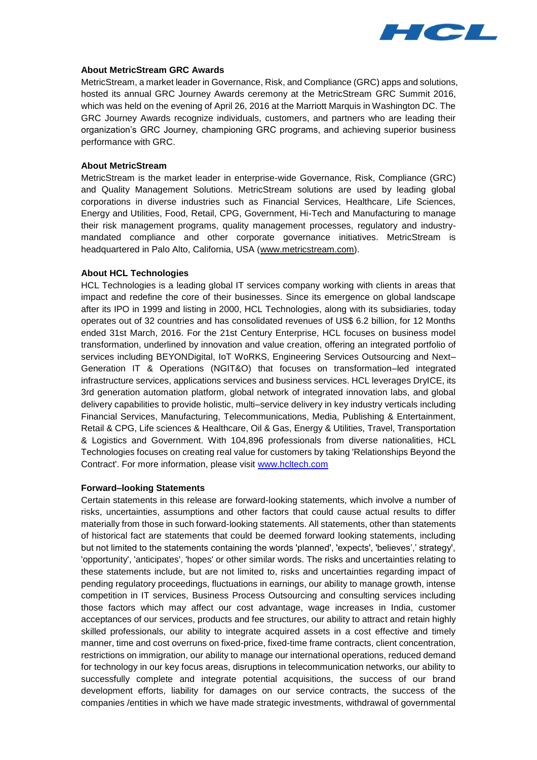### About MetricStream GRC Awards

MetricStream, a market leader in Governance, Risk, and Compliance (GRC) apps and solutions, hosted its annual GRC Journey Awards ceremony at the MetricStream GRC Summit 2016, which was held on the evening of April 26, 2016 at the Marriott Marquis in Washington DC. The GRC Journey Awards recognize individuals, customers, and partners who are leading their organization's GRC Journey, championing GRC programs, and achieving superior business performance with GRC.

### About MetricStream

MetricStream is the market leader in enterprise-wide Governance, Risk, Compliance (GRC) and Quality Management Solutions. MetricStream solutions are used by leading global corporations in diverse industries such as Financial Services, Healthcare, Life Sciences, Energy and Utilities, Food, Retail, CPG, Government, Hi-Tech and Manufacturing to manage their risk management programs, quality management processes, regulatory and industry-mandated compliance and other corporate governance initiatives. MetricStream is headquartered in Palo Alto, California, USA (www.metricstream.com).

### About HCL Technologies

HCL Technologies is a leading global IT services company working with clients in areas that impact and redefine the core of their businesses. Since its emergence on global landscape after its IPO in 1999 and listing in 2000, HCL Technologies, along with its subsidiaries, today operates out of 32 countries and has consolidated revenues of US$ 6.2 billion, for 12 Months ended 31st March, 2016. For the 21st Century Enterprise, HCL focuses on business model transformation, underlined by innovation and value creation, offering an integrated portfolio of services including BEYONDigital, IoT WoRKS, Engineering Services Outsourcing and Next–Generation IT & Operations (NGIT&O) that focuses on transformation–led integrated infrastructure services, applications services and business services. HCL leverages DryICE, its 3rd generation automation platform, global network of integrated innovation labs, and global delivery capabilities to provide holistic, multi–service delivery in key industry verticals including Financial Services, Manufacturing, Telecommunications, Media, Publishing & Entertainment, Retail & CPG, Life sciences & Healthcare, Oil & Gas, Energy & Utilities, Travel, Transportation & Logistics and Government. With 104,896 professionals from diverse nationalities, HCL Technologies focuses on creating real value for customers by taking 'Relationships Beyond the Contract'. For more information, please visit www.hcltech.com

### Forward–looking Statements

Certain statements in this release are forward-looking statements, which involve a number of risks, uncertainties, assumptions and other factors that could cause actual results to differ materially from those in such forward-looking statements. All statements, other than statements of historical fact are statements that could be deemed forward looking statements, including but not limited to the statements containing the words 'planned', 'expects', 'believes',' strategy', 'opportunity', 'anticipates', 'hopes' or other similar words. The risks and uncertainties relating to these statements include, but are not limited to, risks and uncertainties regarding impact of pending regulatory proceedings, fluctuations in earnings, our ability to manage growth, intense competition in IT services, Business Process Outsourcing and consulting services including those factors which may affect our cost advantage, wage increases in India, customer acceptances of our services, products and fee structures, our ability to attract and retain highly skilled professionals, our ability to integrate acquired assets in a cost effective and timely manner, time and cost overruns on fixed-price, fixed-time frame contracts, client concentration, restrictions on immigration, our ability to manage our international operations, reduced demand for technology in our key focus areas, disruptions in telecommunication networks, our ability to successfully complete and integrate potential acquisitions, the success of our brand development efforts, liability for damages on our service contracts, the success of the companies /entities in which we have made strategic investments, withdrawal of governmental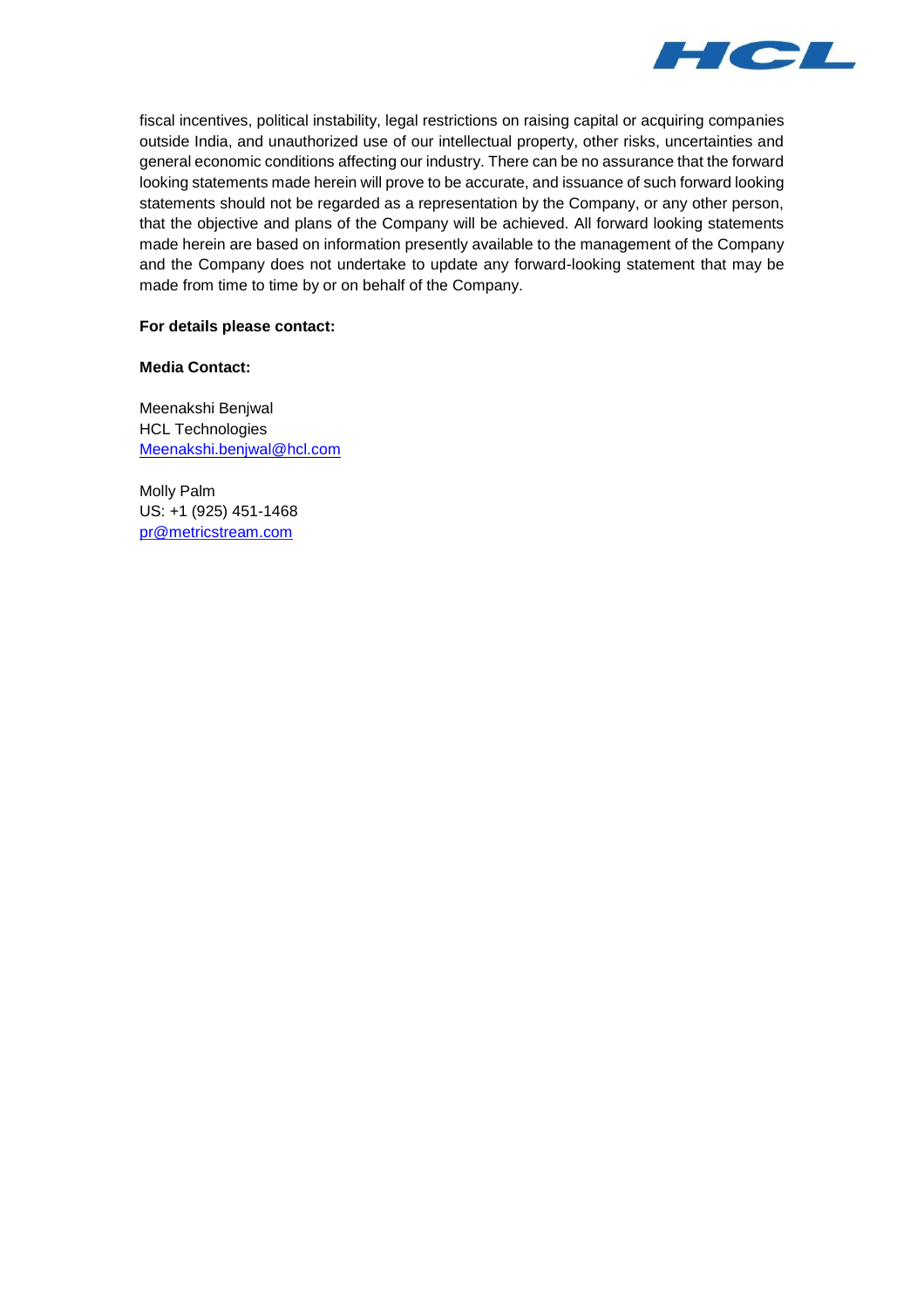fiscal incentives, political instability, legal restrictions on raising capital or acquiring companies outside India, and unauthorized use of our intellectual property, other risks, uncertainties and general economic conditions affecting our industry. There can be no assurance that the forward looking statements made herein will prove to be accurate, and issuance of such forward looking statements should not be regarded as a representation by the Company, or any other person, that the objective and plans of the Company will be achieved. All forward looking statements made herein are based on information presently available to the management of the Company and the Company does not undertake to update any forward-looking statement that may be made from time to time by or on behalf of the Company.

**For details please contact:**

**Media Contact:**

Meenakshi Benjwal
HCL Technologies
Meenakshi.benjwal@hcl.com

Molly Palm
US: +1 (925) 451-1468
pr@metricstream.com